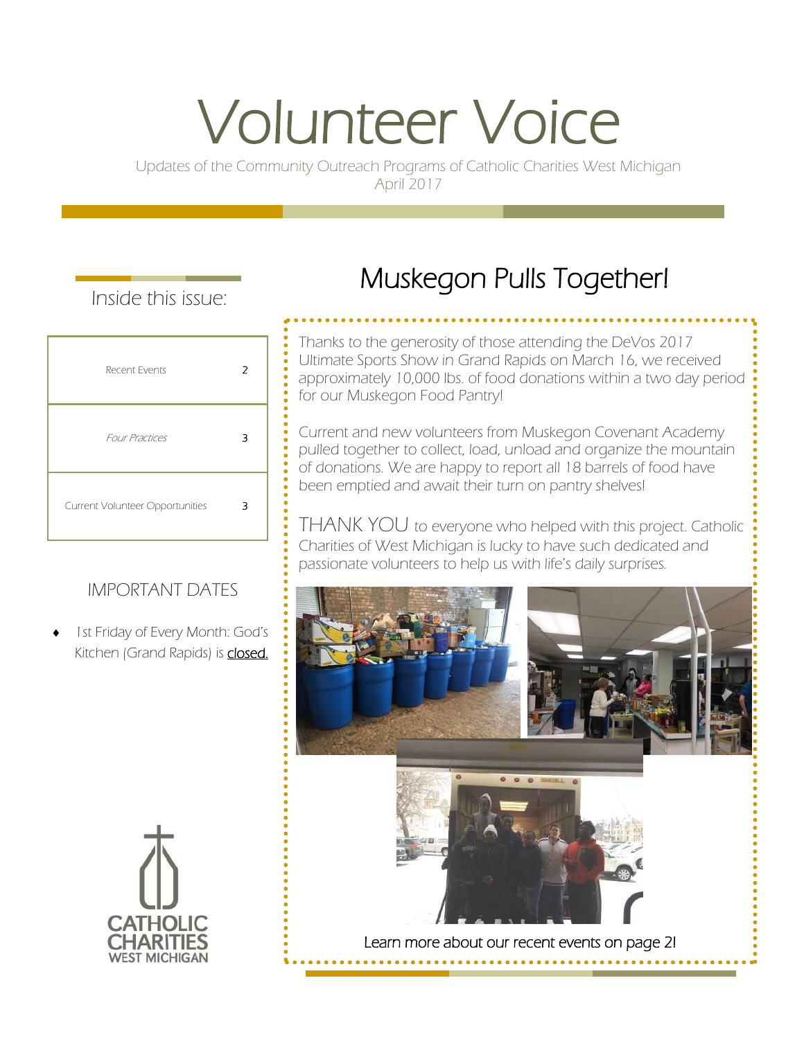# Volunteer Voice

Updates of the Community Outreach Programs of Catholic Charities West Michigan
April 2017

## Inside this issue:

| | |
|---|---|
| Recent Events | 2 |
| *Four Practices* | 3 |
| Current Volunteer Opportunities | 3 |

### IMPORTANT DATES

- 1st Friday of Every Month: God's Kitchen (Grand Rapids) is closed.

CATHOLIC CHARITIES WEST MICHIGAN

## Muskegon Pulls Together!

*Thanks to the generosity of those attending the DeVos 2017 Ultimate Sports Show in Grand Rapids on March 16, we received approximately 10,000 lbs. of food donations within a two day period for our Muskegon Food Pantry!*

*Current and new volunteers from Muskegon Covenant Academy pulled together to collect, load, unload and organize the mountain of donations. We are happy to report all 18 barrels of food have been emptied and await their turn on pantry shelves!*

*THANK YOU to everyone who helped with this project. Catholic Charities of West Michigan is lucky to have such dedicated and passionate volunteers to help us with life's daily surprises.*

Learn more about our recent events on page 2!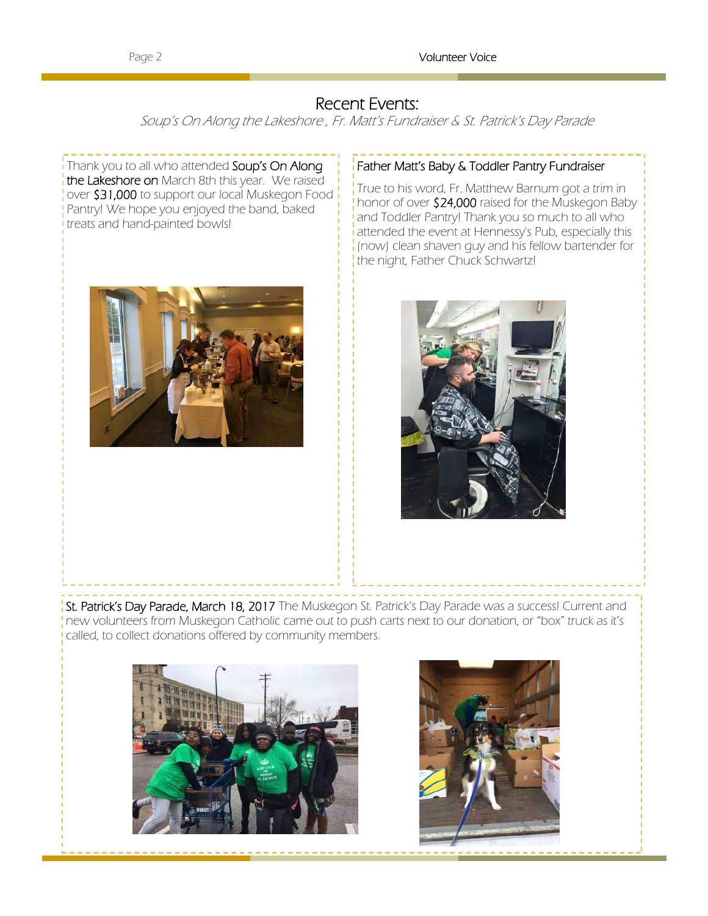# Recent Events:

*Soup's On Along the Lakeshore , Fr. Matt's Fundraiser & St. Patrick's Day Parade*

Thank you to all who attended **Soup's On Along the Lakeshore on** March 8th this year. We raised over **$31,000** to support our local Muskegon Food Pantry! We hope you enjoyed the band, baked treats and hand-painted bowls!

## Father Matt's Baby & Toddler Pantry Fundraiser

True to his word, Fr. Matthew Barnum got a trim in honor of over **$24,000** raised for the Muskegon Baby and Toddler Pantry! Thank you so much to all who attended the event at Hennessy's Pub, especially this (now) clean shaven guy and his fellow bartender for the night, Father Chuck Schwartz!

**St. Patrick's Day Parade, March 18, 2017** The Muskegon St. Patrick's Day Parade was a success! Current and new volunteers from Muskegon Catholic came out to push carts next to our donation, or "box" truck as it's called, to collect donations offered by community members.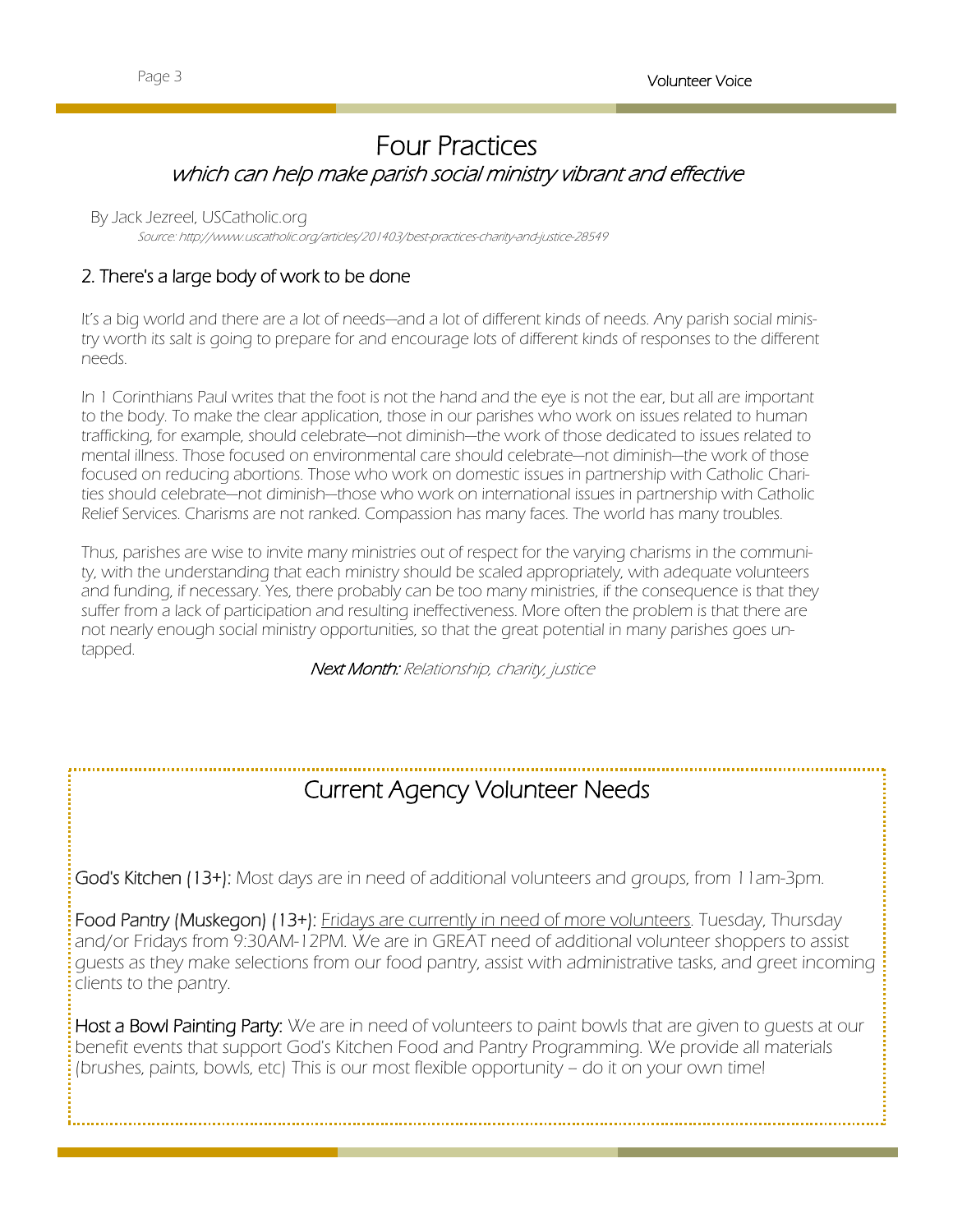# Four Practices

## *which can help make parish social ministry vibrant and effective*

By Jack Jezreel, USCatholic.org

*Source: http://www.uscatholic.org/articles/201403/best-practices-charity-and-justice-28549*

### 2. There's a large body of work to be done

It's a big world and there are a lot of needs—and a lot of different kinds of needs. Any parish social ministry worth its salt is going to prepare for and encourage lots of different kinds of responses to the different needs.

In 1 Corinthians Paul writes that the foot is not the hand and the eye is not the ear, but all are important to the body. To make the clear application, those in our parishes who work on issues related to human trafficking, for example, should celebrate—not diminish—the work of those dedicated to issues related to mental illness. Those focused on environmental care should celebrate—not diminish—the work of those focused on reducing abortions. Those who work on domestic issues in partnership with Catholic Charities should celebrate—not diminish—those who work on international issues in partnership with Catholic Relief Services. Charisms are not ranked. Compassion has many faces. The world has many troubles.

Thus, parishes are wise to invite many ministries out of respect for the varying charisms in the community, with the understanding that each ministry should be scaled appropriately, with adequate volunteers and funding, if necessary. Yes, there probably can be too many ministries, if the consequence is that they suffer from a lack of participation and resulting ineffectiveness. More often the problem is that there are not nearly enough social ministry opportunities, so that the great potential in many parishes goes untapped.

***Next Month:*** *Relationship, charity, justice*

## Current Agency Volunteer Needs

God's Kitchen (13+): Most days are in need of additional volunteers and groups, from 11am-3pm.

Food Pantry (Muskegon) (13+): <u>Fridays are currently in need of more volunteers</u>. Tuesday, Thursday and/or Fridays from 9:30AM-12PM. We are in GREAT need of additional volunteer shoppers to assist guests as they make selections from our food pantry, assist with administrative tasks, and greet incoming clients to the pantry.

Host a Bowl Painting Party: We are in need of volunteers to paint bowls that are given to guests at our benefit events that support God's Kitchen Food and Pantry Programming. We provide all materials (brushes, paints, bowls, etc) This is our most flexible opportunity – do it on your own time!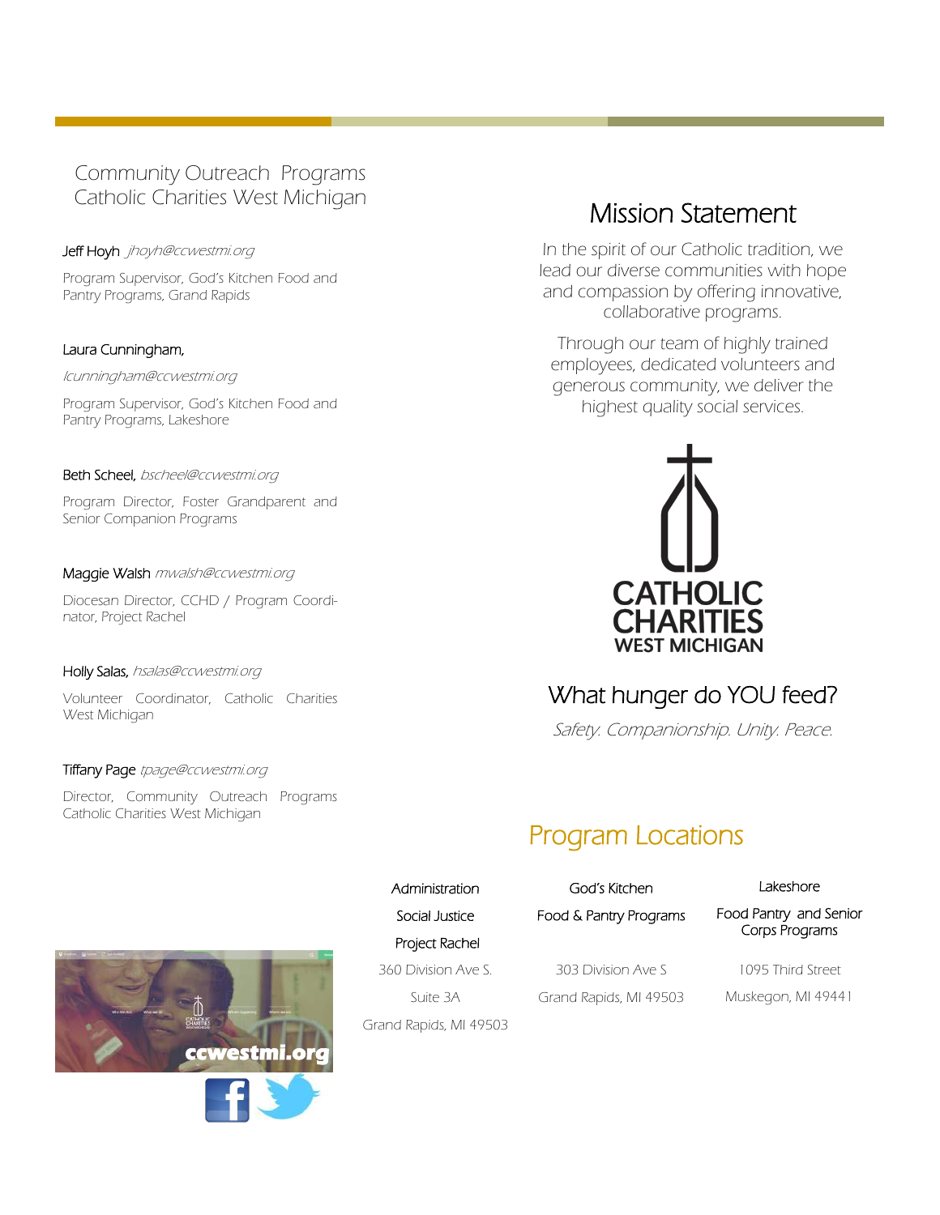## Community Outreach Programs
## Catholic Charities West Michigan

Jeff Hoyh *jhoyh@ccwestmi.org*

Program Supervisor, God's Kitchen Food and Pantry Programs, Grand Rapids

Laura Cunningham,

*lcunningham@ccwestmi.org*

Program Supervisor, God's Kitchen Food and Pantry Programs, Lakeshore

Beth Scheel, *bscheel@ccwestmi.org*

Program Director, Foster Grandparent and Senior Companion Programs

Maggie Walsh *mwalsh@ccwestmi.org*

Diocesan Director, CCHD / Program Coordinator, Project Rachel

Holly Salas, *hsalas@ccwestmi.org*

Volunteer Coordinator, Catholic Charities West Michigan

Tiffany Page *tpage@ccwestmi.org*

Director, Community Outreach Programs Catholic Charities West Michigan

ccwestmi.org

## Mission Statement

In the spirit of our Catholic tradition, we lead our diverse communities with hope and compassion by offering innovative, collaborative programs.

Through our team of highly trained employees, dedicated volunteers and generous community, we deliver the highest quality social services.

CATHOLIC CHARITIES WEST MICHIGAN

## What hunger do YOU feed?

*Safety. Companionship. Unity. Peace.*

## Program Locations

| Administration<br>Social Justice<br>Project Rachel | God's Kitchen<br>Food & Pantry Programs | Lakeshore<br>Food Pantry and Senior Corps Programs |
|---|---|---|
| 360 Division Ave S.<br>Suite 3A<br>Grand Rapids, MI 49503 | 303 Division Ave S<br>Grand Rapids, MI 49503 | 1095 Third Street<br>Muskegon, MI 49441 |